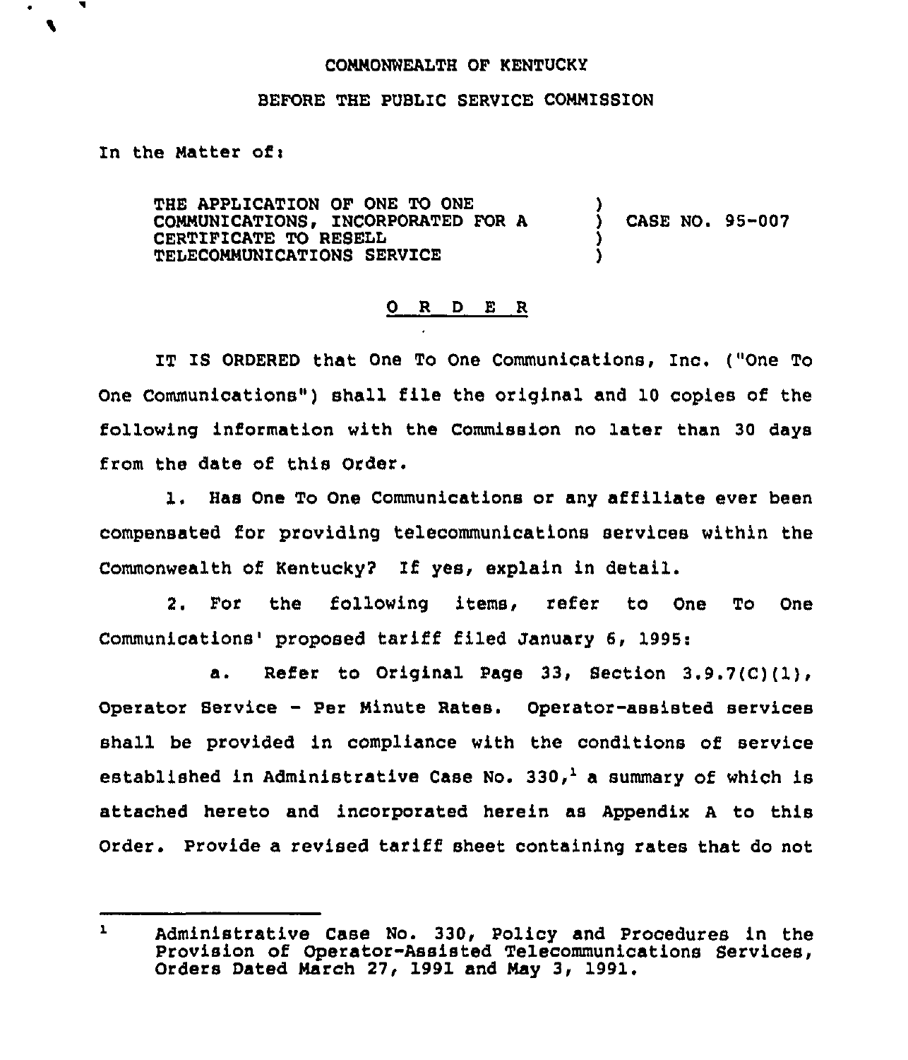COMMONWEALTH OF KENTUCKY

BEFORE THE PUBLIC SERVICE COMMISSION

In the Matter of:

| | | |
|---|---|---|
| THE APPLICATION OF ONE TO ONE COMMUNICATIONS, INCORPORATED FOR A CERTIFICATE TO RESELL TELECOMMUNICATIONS SERVICE | ) | CASE NO. 95-007 |

# O R D E R

IT IS ORDERED that One To One Communications, Inc. ("One To One Communications") shall file the original and 10 copies of the following information with the Commission no later than 30 days from the date of this Order.

1. Has One To One Communications or any affiliate ever been compensated for providing telecommunications services within the Commonwealth of Kentucky? If yes, explain in detail.

2. For the following items, refer to One To One Communications' proposed tariff filed January 6, 1995:

   a. Refer to Original Page 33, Section 3.9.7(C)(1), Operator Service - Per Minute Rates. Operator-assisted services shall be provided in compliance with the conditions of service established in Administrative Case No. 330,[1] a summary of which is attached hereto and incorporated herein as Appendix A to this Order. Provide a revised tariff sheet containing rates that do not

---

[1] Administrative Case No. 330, Policy and Procedures in the Provision of Operator-Assisted Telecommunications Services, Orders Dated March 27, 1991 and May 3, 1991.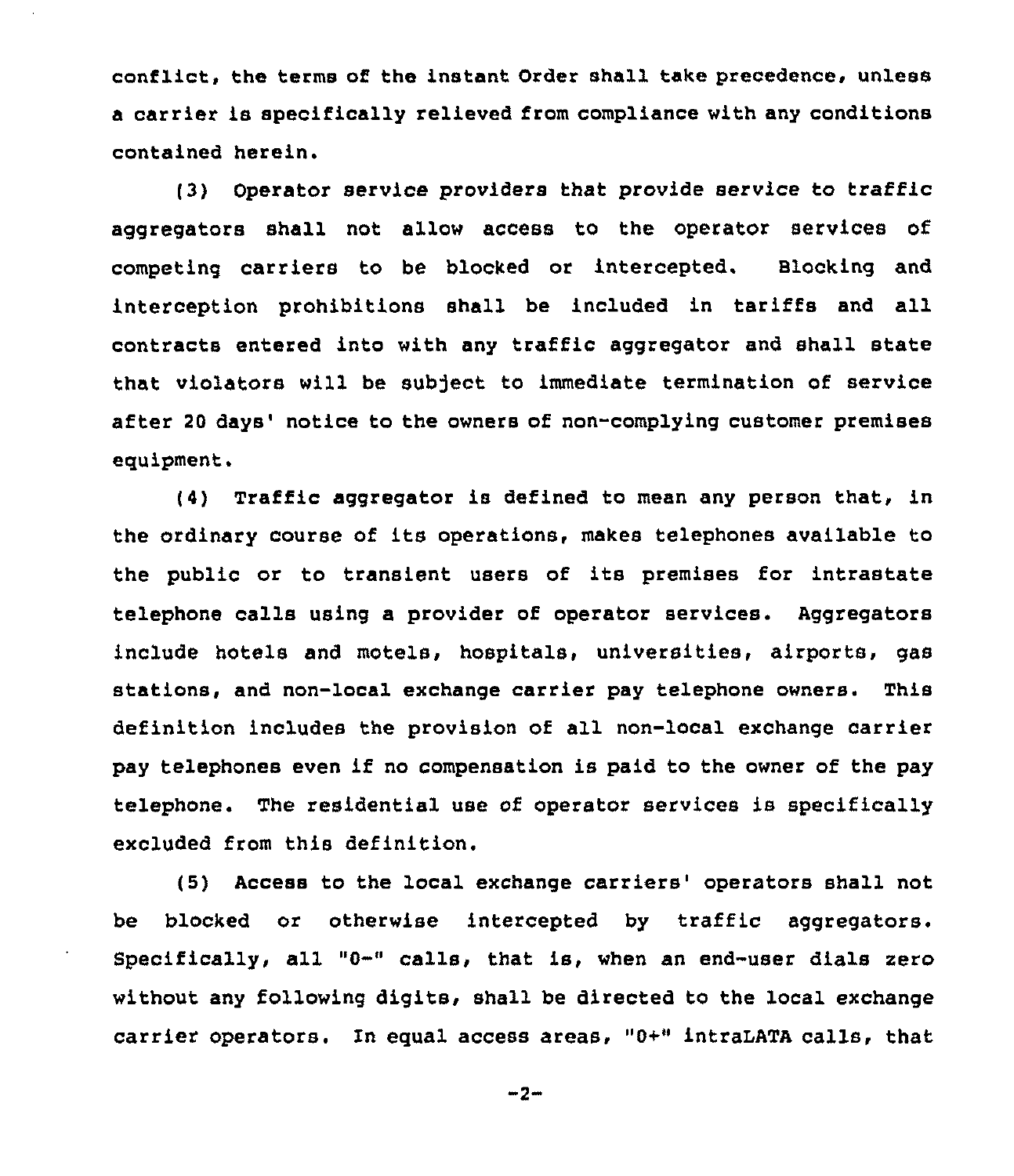conflict, the terms of the instant Order shall take precedence, unless a carrier is specifically relieved from compliance with any conditions contained herein.

(3) Operator service providers that provide service to traffic aggregators shall not allow access to the operator services of competing carriers to be blocked or intercepted. Blocking and interception prohibitions shall be included in tariffs and all contracts entered into with any traffic aggregator and shall state that violators will be subject to immediate termination of service after 20 days' notice to the owners of non-complying customer premises equipment.

(4) Traffic aggregator is defined to mean any person that, in the ordinary course of its operations, makes telephones available to the public or to transient users of its premises for intrastate telephone calls using a provider of operator services. Aggregators include hotels and motels, hospitals, universities, airports, gas stations, and non-local exchange carrier pay telephone owners. This definition includes the provision of all non-local exchange carrier pay telephones even if no compensation is paid to the owner of the pay telephone. The residential use of operator services is specifically excluded from this definition.

(5) Access to the local exchange carriers' operators shall not be blocked or otherwise intercepted by traffic aggregators. Specifically, all "0-" calls, that is, when an end-user dials zero without any following digits, shall be directed to the local exchange carrier operators. In equal access areas, "0+" intraLATA calls, that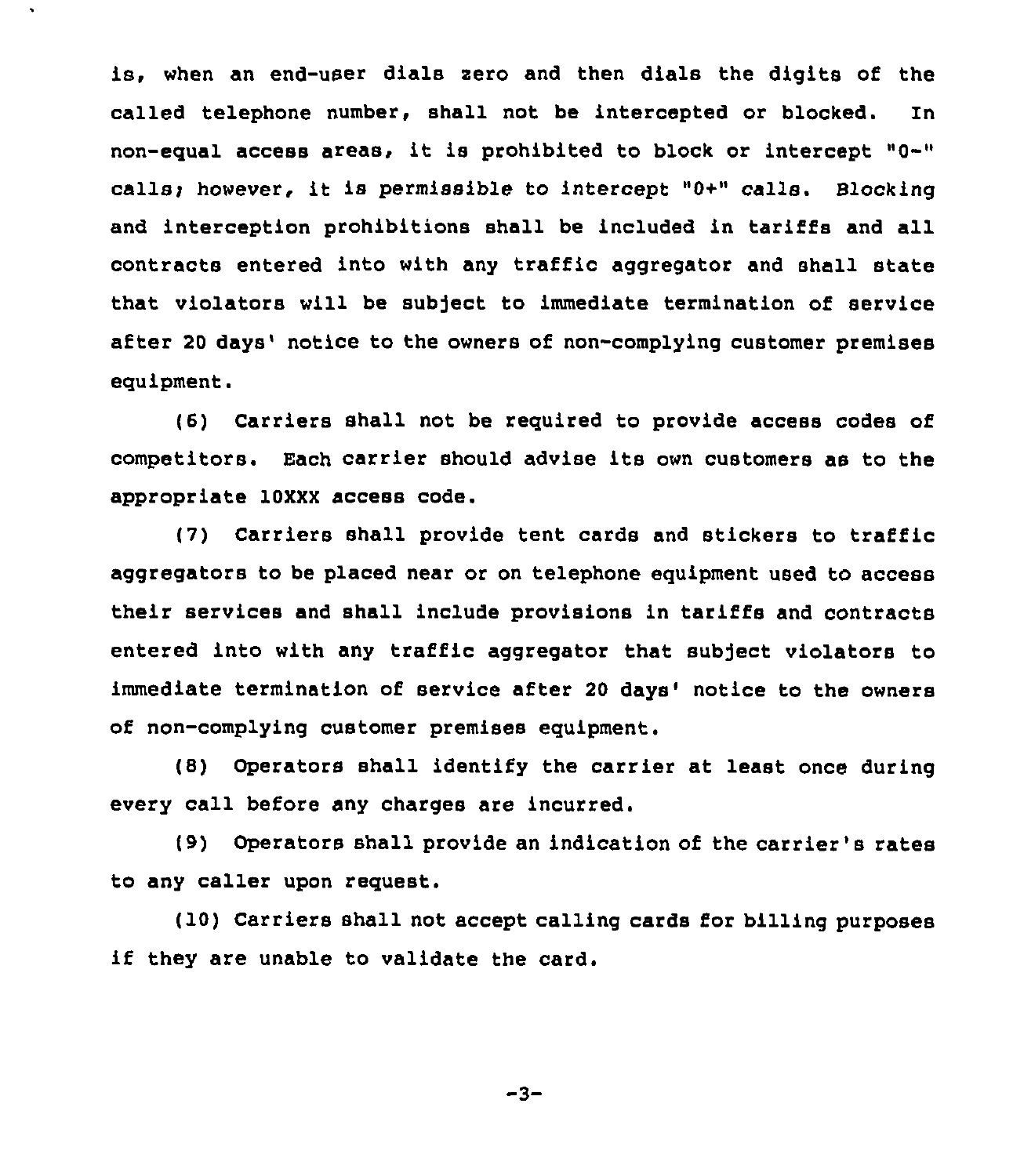is, when an end-user dials zero and then dials the digits of the called telephone number, shall not be intercepted or blocked. In non-equal access areas, it is prohibited to block or intercept "0-" calls; however, it is permissible to intercept "0+" calls. Blocking and interception prohibitions shall be included in tariffs and all contracts entered into with any traffic aggregator and shall state that violators will be subject to immediate termination of service after 20 days' notice to the owners of non-complying customer premises equipment.

(6) Carriers shall not be required to provide access codes of competitors. Each carrier should advise its own customers as to the appropriate 10XXX access code.

(7) Carriers shall provide tent cards and stickers to traffic aggregators to be placed near or on telephone equipment used to access their services and shall include provisions in tariffs and contracts entered into with any traffic aggregator that subject violators to immediate termination of service after 20 days' notice to the owners of non-complying customer premises equipment.

(8) Operators shall identify the carrier at least once during every call before any charges are incurred.

(9) Operators shall provide an indication of the carrier's rates to any caller upon request.

(10) Carriers shall not accept calling cards for billing purposes if they are unable to validate the card.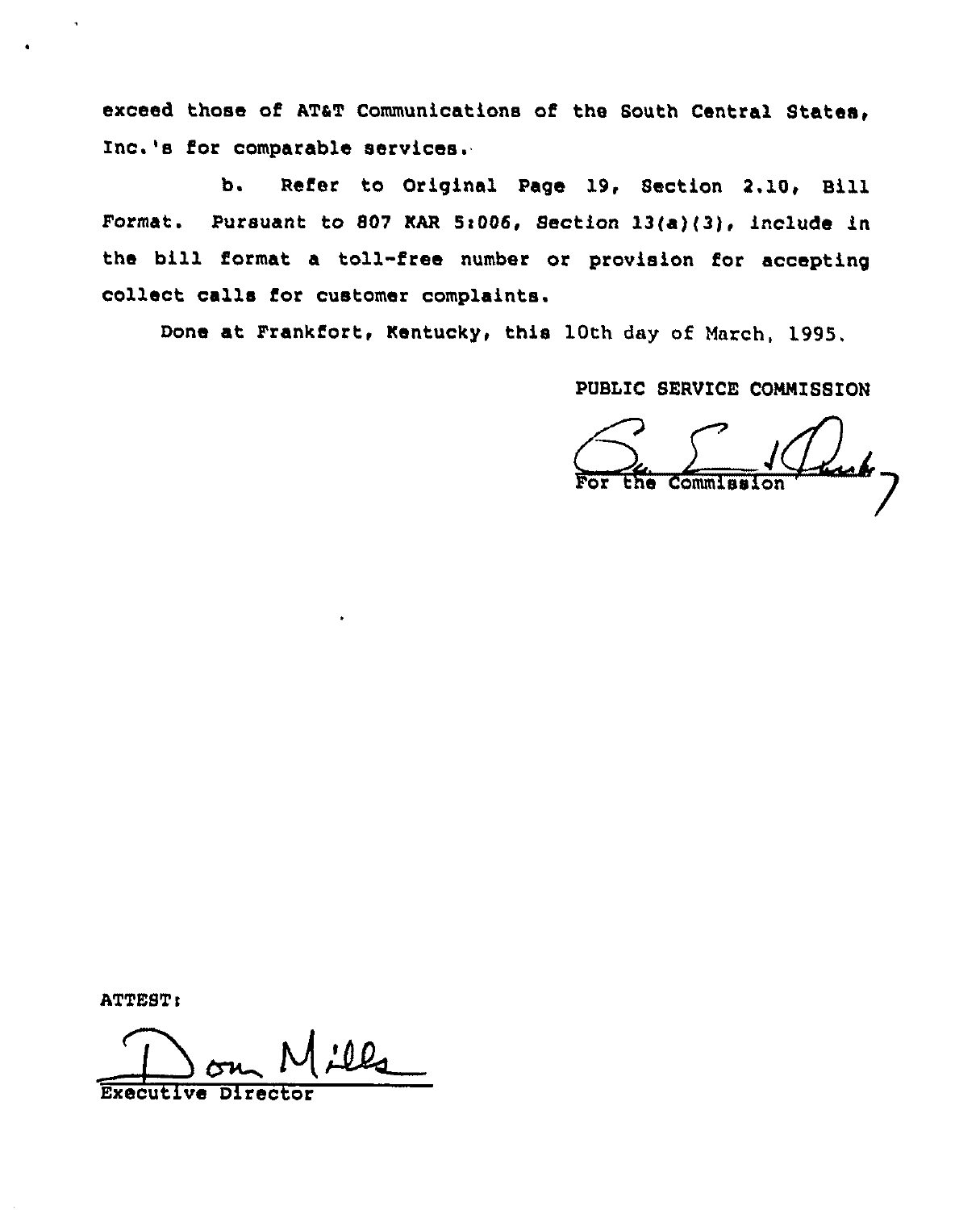exceed those of AT&T Communications of the South Central States, Inc.'s for comparable services.

b. Refer to Original Page 19, Section 2.10, Bill Format. Pursuant to 807 KAR 5:006, Section 13(a)(3), include in the bill format a toll-free number or provision for accepting collect calls for customer complaints.

Done at Frankfort, Kentucky, this 10th day of March, 1995.

PUBLIC SERVICE COMMISSION

For the Commission

ATTEST:

Executive Director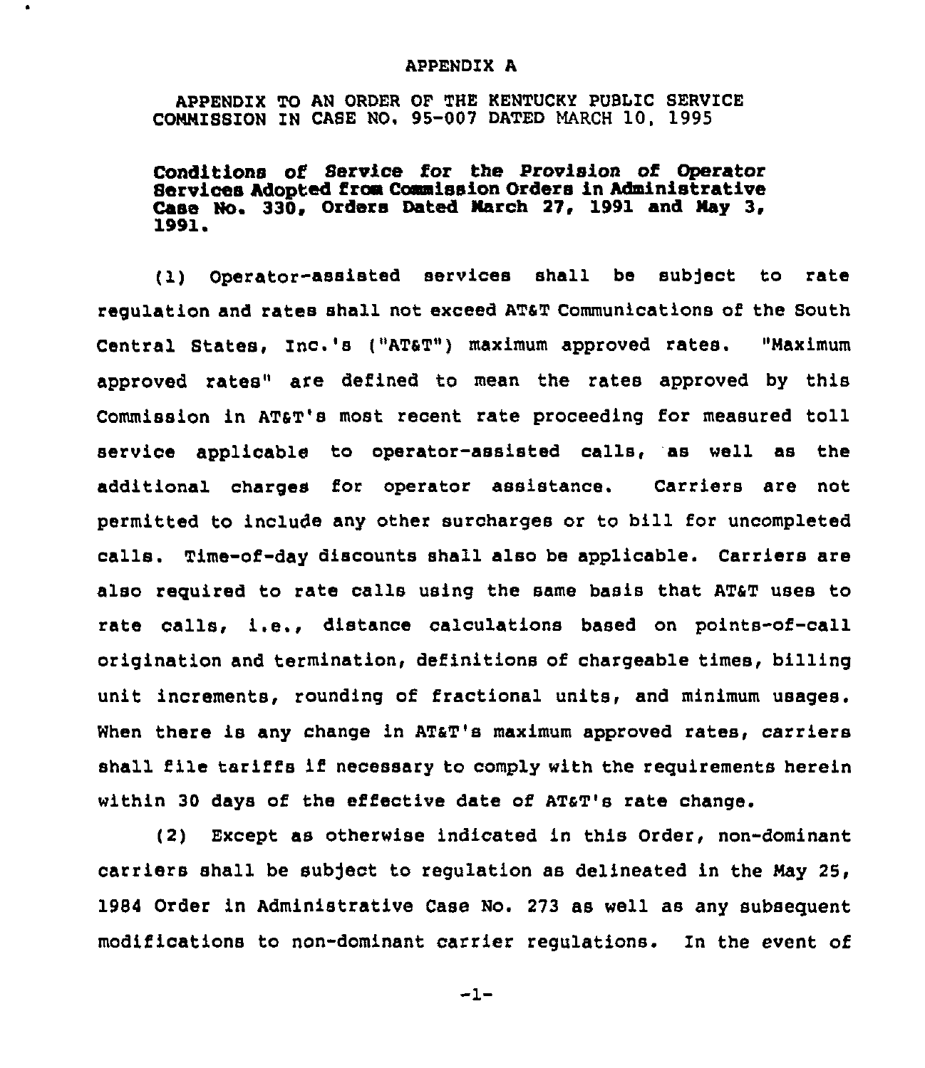APPENDIX A

APPENDIX TO AN ORDER OF THE KENTUCKY PUBLIC SERVICE COMMISSION IN CASE NO. 95-007 DATED MARCH 10, 1995

**Conditions of Service for the Provision of Operator Services Adopted from Commission Orders in Administrative Case No. 330, Orders Dated March 27, 1991 and May 3, 1991.**

(1) Operator-assisted services shall be subject to rate regulation and rates shall not exceed AT&T Communications of the South Central States, Inc.'s ("AT&T") maximum approved rates. "Maximum approved rates" are defined to mean the rates approved by this Commission in AT&T's most recent rate proceeding for measured toll service applicable to operator-assisted calls, as well as the additional charges for operator assistance. Carriers are not permitted to include any other surcharges or to bill for uncompleted calls. Time-of-day discounts shall also be applicable. Carriers are also required to rate calls using the same basis that AT&T uses to rate calls, i.e., distance calculations based on points-of-call origination and termination, definitions of chargeable times, billing unit increments, rounding of fractional units, and minimum usages. When there is any change in AT&T's maximum approved rates, carriers shall file tariffs if necessary to comply with the requirements herein within 30 days of the effective date of AT&T's rate change.

(2) Except as otherwise indicated in this Order, non-dominant carriers shall be subject to regulation as delineated in the May 25, 1984 Order in Administrative Case No. 273 as well as any subsequent modifications to non-dominant carrier regulations. In the event of